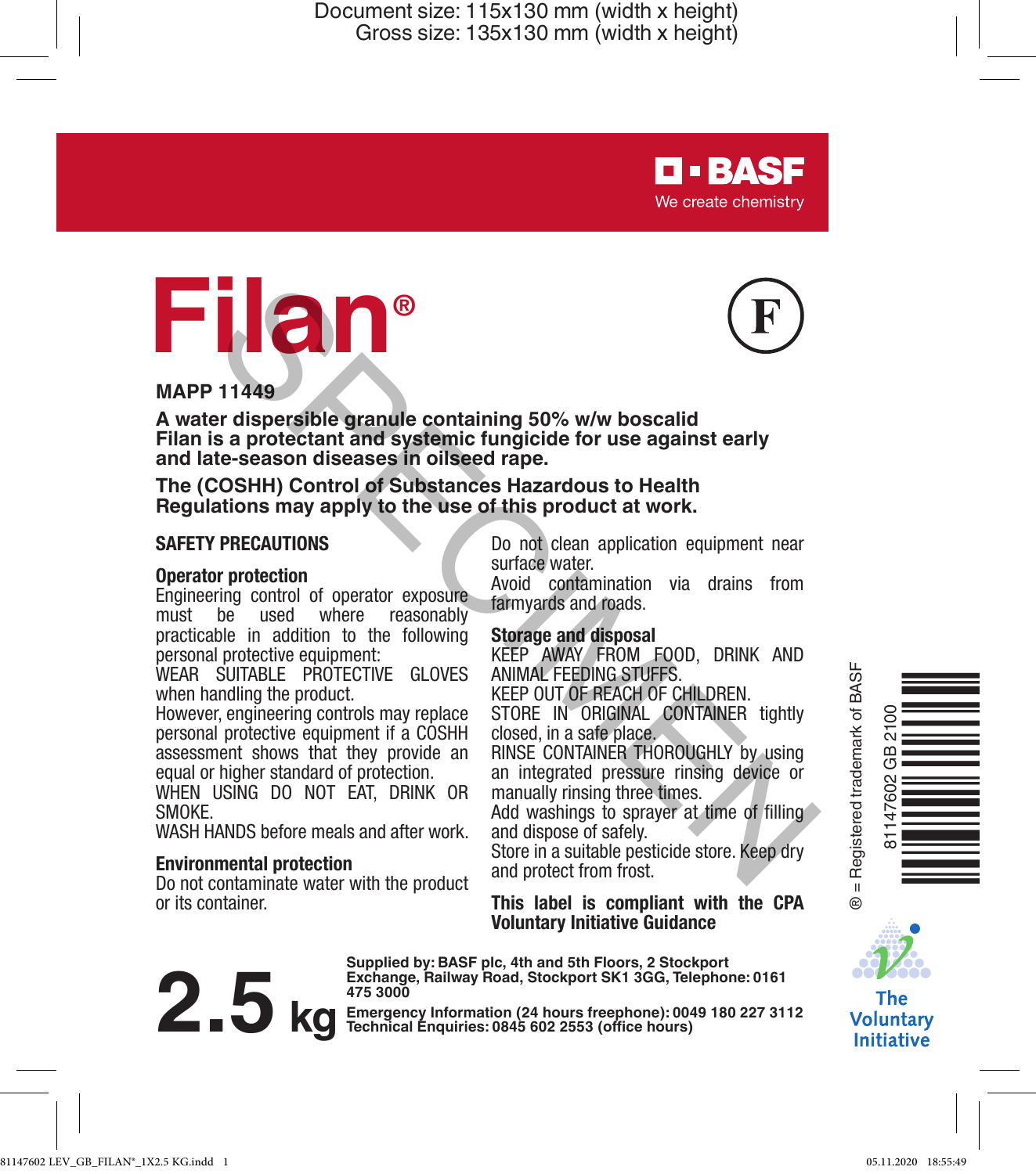Document size: 115x130 mm (width x height)
Gross size: 135x130 mm (width x height)

BASF
We create chemistry

# Filan®

F

**MAPP 11449**

**A water dispersible granule containing 50% w/w boscalid**
**Filan is a protectant and systemic fungicide for use against early and late-season diseases in oilseed rape.**

**The (COSHH) Control of Substances Hazardous to Health Regulations may apply to the use of this product at work.**

## SAFETY PRECAUTIONS

### Operator protection

Engineering control of operator exposure must be used where reasonably practicable in addition to the following personal protective equipment:
WEAR SUITABLE PROTECTIVE GLOVES when handling the product.
However, engineering controls may replace personal protective equipment if a COSHH assessment shows that they provide an equal or higher standard of protection.
WHEN USING DO NOT EAT, DRINK OR SMOKE.
WASH HANDS before meals and after work.

### Environmental protection

Do not contaminate water with the product or its container.
Do not clean application equipment near surface water.
Avoid contamination via drains from farmyards and roads.

### Storage and disposal

KEEP AWAY FROM FOOD, DRINK AND ANIMAL FEEDING STUFFS.
KEEP OUT OF REACH OF CHILDREN.
STORE IN ORIGINAL CONTAINER tightly closed, in a safe place.
RINSE CONTAINER THOROUGHLY by using an integrated pressure rinsing device or manually rinsing three times.
Add washings to sprayer at time of filling and dispose of safely.
Store in a suitable pesticide store. Keep dry and protect from frost.

**This label is compliant with the CPA Voluntary Initiative Guidance**

® = Registered trademark of BASF

81147602 GB 2100

The Voluntary Initiative

**2.5 kg**

**Supplied by: BASF plc, 4th and 5th Floors, 2 Stockport Exchange, Railway Road, Stockport SK1 3GG, Telephone: 0161 475 3000**

**Emergency Information (24 hours freephone): 0049 180 227 3112**
**Technical Enquiries: 0845 602 2553 (office hours)**

SPECIMEN

81147602 LEV_GB_FILAN®_1X2.5 KG.indd 1 05.11.2020 18:55:49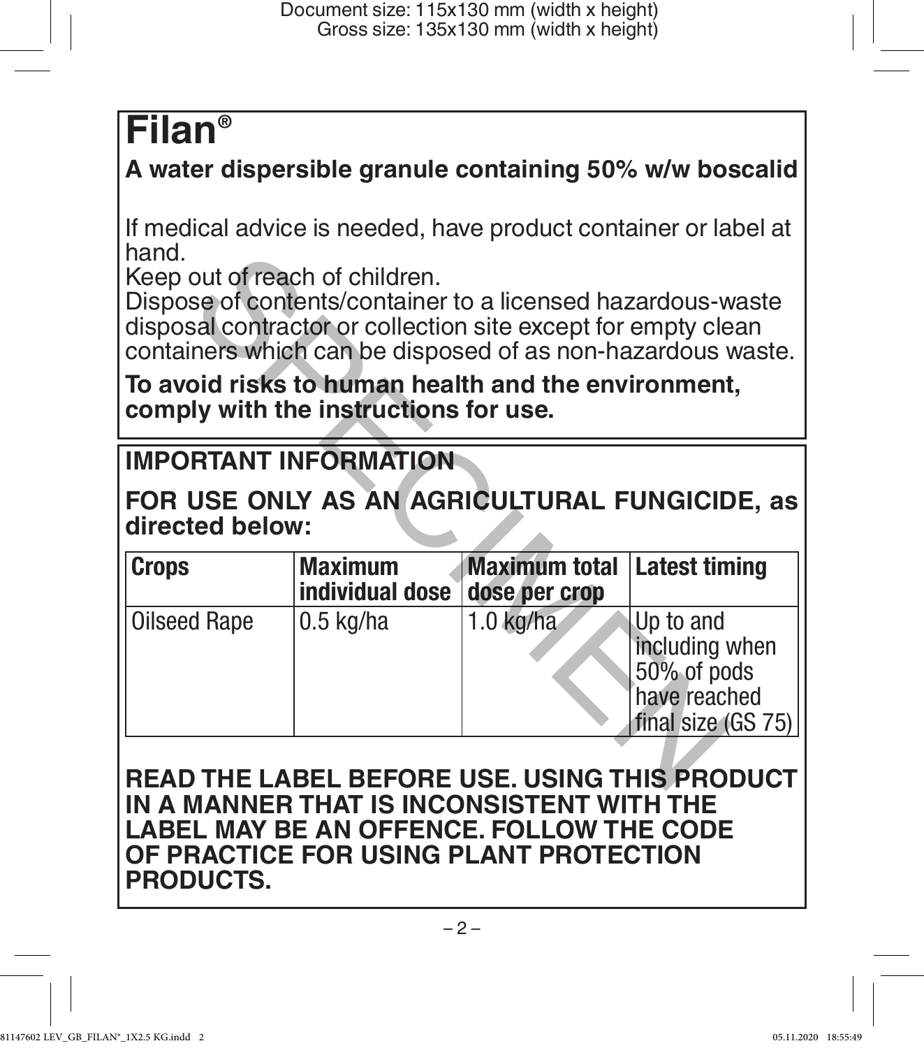# Filan®

**A water dispersible granule containing 50% w/w boscalid**

If medical advice is needed, have product container or label at hand.
Keep out of reach of children.
Dispose of contents/container to a licensed hazardous-waste disposal contractor or collection site except for empty clean containers which can be disposed of as non-hazardous waste.

**To avoid risks to human health and the environment, comply with the instructions for use.**

## IMPORTANT INFORMATION

**FOR USE ONLY AS AN AGRICULTURAL FUNGICIDE, as directed below:**

| Crops | Maximum individual dose | Maximum total dose per crop | Latest timing |
|---|---|---|---|
| Oilseed Rape | 0.5 kg/ha | 1.0 kg/ha | Up to and including when 50% of pods have reached final size (GS 75) |

**READ THE LABEL BEFORE USE. USING THIS PRODUCT IN A MANNER THAT IS INCONSISTENT WITH THE LABEL MAY BE AN OFFENCE. FOLLOW THE CODE OF PRACTICE FOR USING PLANT PROTECTION PRODUCTS.**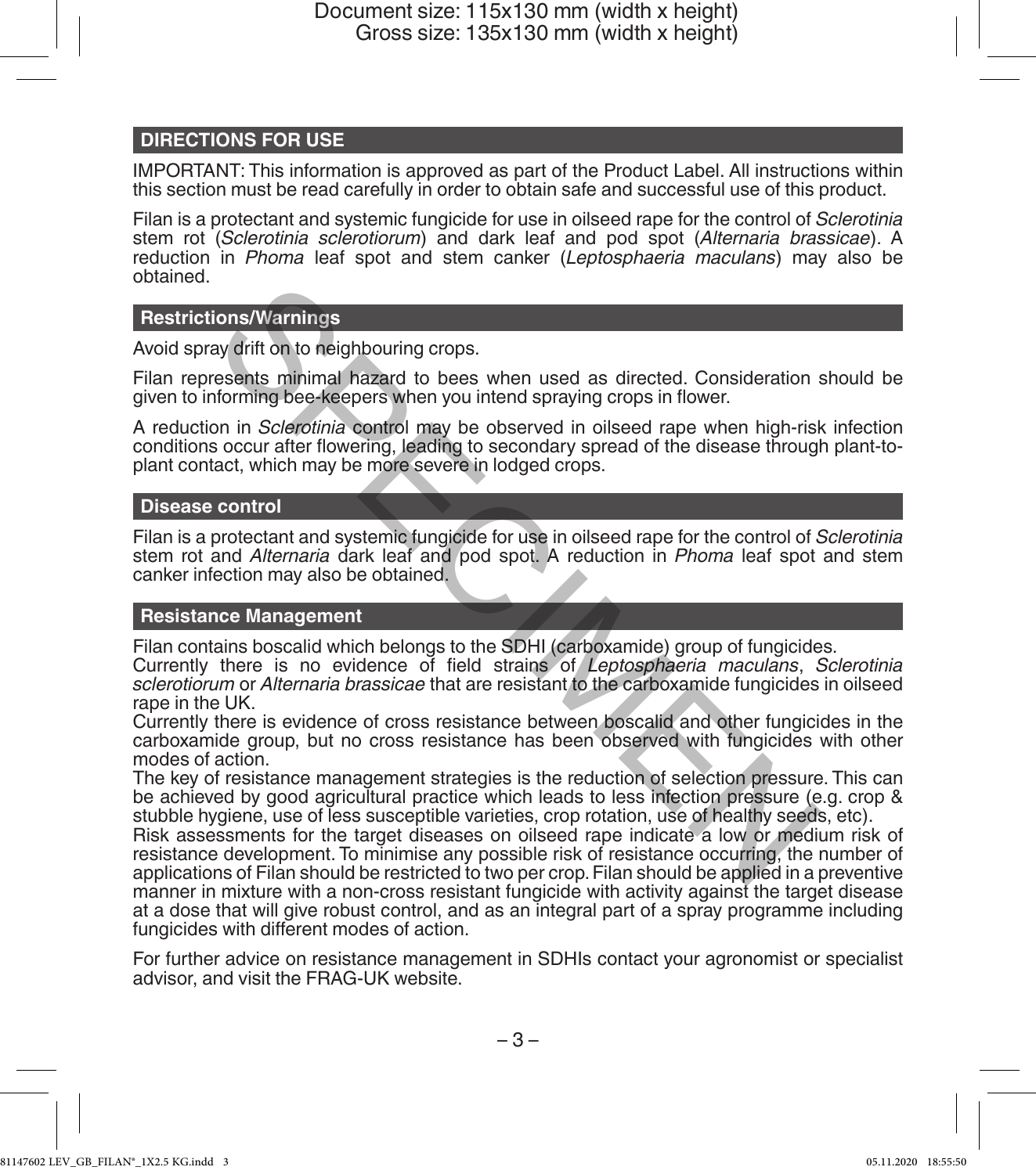## DIRECTIONS FOR USE

IMPORTANT: This information is approved as part of the Product Label. All instructions within this section must be read carefully in order to obtain safe and successful use of this product.

Filan is a protectant and systemic fungicide for use in oilseed rape for the control of *Sclerotinia* stem rot (*Sclerotinia sclerotiorum*) and dark leaf and pod spot (*Alternaria brassicae*). A reduction in *Phoma* leaf spot and stem canker (*Leptosphaeria maculans*) may also be obtained.

### Restrictions/Warnings

Avoid spray drift on to neighbouring crops.

Filan represents minimal hazard to bees when used as directed. Consideration should be given to informing bee-keepers when you intend spraying crops in flower.

A reduction in *Sclerotinia* control may be observed in oilseed rape when high-risk infection conditions occur after flowering, leading to secondary spread of the disease through plant-to-plant contact, which may be more severe in lodged crops.

### Disease control

Filan is a protectant and systemic fungicide for use in oilseed rape for the control of *Sclerotinia* stem rot and *Alternaria* dark leaf and pod spot. A reduction in *Phoma* leaf spot and stem canker infection may also be obtained.

### Resistance Management

Filan contains boscalid which belongs to the SDHI (carboxamide) group of fungicides.
Currently there is no evidence of field strains of *Leptosphaeria maculans*, *Sclerotinia sclerotiorum* or *Alternaria brassicae* that are resistant to the carboxamide fungicides in oilseed rape in the UK.
Currently there is evidence of cross resistance between boscalid and other fungicides in the carboxamide group, but no cross resistance has been observed with fungicides with other modes of action.
The key of resistance management strategies is the reduction of selection pressure. This can be achieved by good agricultural practice which leads to less infection pressure (e.g. crop & stubble hygiene, use of less susceptible varieties, crop rotation, use of healthy seeds, etc).
Risk assessments for the target diseases on oilseed rape indicate a low or medium risk of resistance development. To minimise any possible risk of resistance occurring, the number of applications of Filan should be restricted to two per crop. Filan should be applied in a preventive manner in mixture with a non-cross resistant fungicide with activity against the target disease at a dose that will give robust control, and as an integral part of a spray programme including fungicides with different modes of action.

For further advice on resistance management in SDHIs contact your agronomist or specialist advisor, and visit the FRAG-UK website.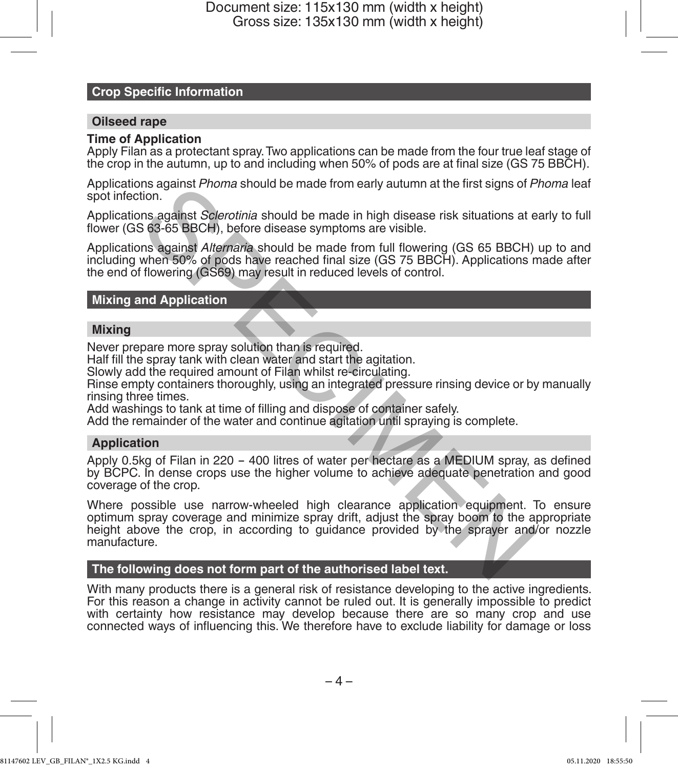## Crop Specific Information

### Oilseed rape

**Time of Application**

Apply Filan as a protectant spray. Two applications can be made from the four true leaf stage of the crop in the autumn, up to and including when 50% of pods are at final size (GS 75 BBCH).

Applications against *Phoma* should be made from early autumn at the first signs of *Phoma* leaf spot infection.

Applications against *Sclerotinia* should be made in high disease risk situations at early to full flower (GS 63-65 BBCH), before disease symptoms are visible.

Applications against *Alternaria* should be made from full flowering (GS 65 BBCH) up to and including when 50% of pods have reached final size (GS 75 BBCH). Applications made after the end of flowering (GS69) may result in reduced levels of control.

## Mixing and Application

### Mixing

Never prepare more spray solution than is required.
Half fill the spray tank with clean water and start the agitation.
Slowly add the required amount of Filan whilst re-circulating.
Rinse empty containers thoroughly, using an integrated pressure rinsing device or by manually rinsing three times.
Add washings to tank at time of filling and dispose of container safely.
Add the remainder of the water and continue agitation until spraying is complete.

### Application

Apply 0.5kg of Filan in 220 – 400 litres of water per hectare as a MEDIUM spray, as defined by BCPC. In dense crops use the higher volume to achieve adequate penetration and good coverage of the crop.

Where possible use narrow-wheeled high clearance application equipment. To ensure optimum spray coverage and minimize spray drift, adjust the spray boom to the appropriate height above the crop, in according to guidance provided by the sprayer and/or nozzle manufacture.

## The following does not form part of the authorised label text.

With many products there is a general risk of resistance developing to the active ingredients. For this reason a change in activity cannot be ruled out. It is generally impossible to predict with certainty how resistance may develop because there are so many crop and use connected ways of influencing this. We therefore have to exclude liability for damage or loss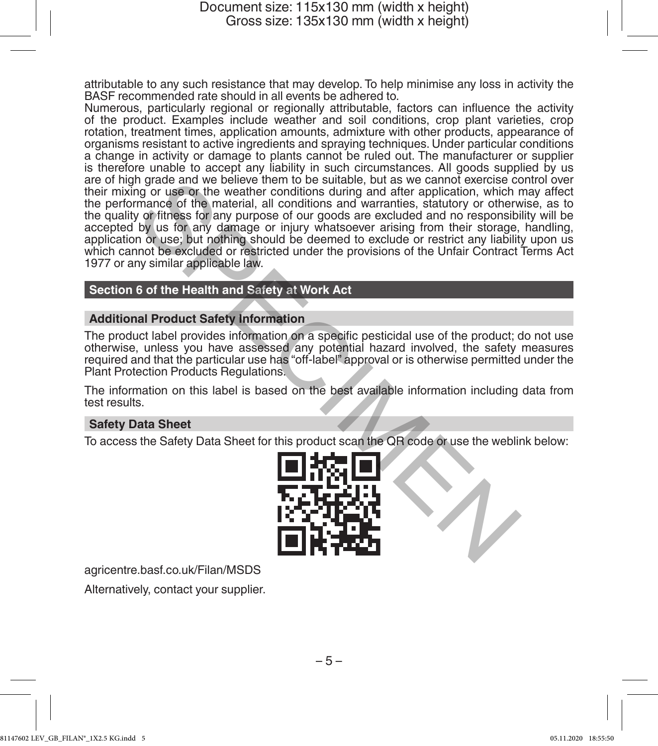attributable to any such resistance that may develop. To help minimise any loss in activity the BASF recommended rate should in all events be adhered to.

Numerous, particularly regional or regionally attributable, factors can influence the activity of the product. Examples include weather and soil conditions, crop plant varieties, crop rotation, treatment times, application amounts, admixture with other products, appearance of organisms resistant to active ingredients and spraying techniques. Under particular conditions a change in activity or damage to plants cannot be ruled out. The manufacturer or supplier is therefore unable to accept any liability in such circumstances. All goods supplied by us are of high grade and we believe them to be suitable, but as we cannot exercise control over their mixing or use or the weather conditions during and after application, which may affect the performance of the material, all conditions and warranties, statutory or otherwise, as to the quality or fitness for any purpose of our goods are excluded and no responsibility will be accepted by us for any damage or injury whatsoever arising from their storage, handling, application or use; but nothing should be deemed to exclude or restrict any liability upon us which cannot be excluded or restricted under the provisions of the Unfair Contract Terms Act 1977 or any similar applicable law.

## Section 6 of the Health and Safety at Work Act

### Additional Product Safety Information

The product label provides information on a specific pesticidal use of the product; do not use otherwise, unless you have assessed any potential hazard involved, the safety measures required and that the particular use has "off-label" approval or is otherwise permitted under the Plant Protection Products Regulations.

The information on this label is based on the best available information including data from test results.

### Safety Data Sheet

To access the Safety Data Sheet for this product scan the QR code or use the weblink below:

agricentre.basf.co.uk/Filan/MSDS

Alternatively, contact your supplier.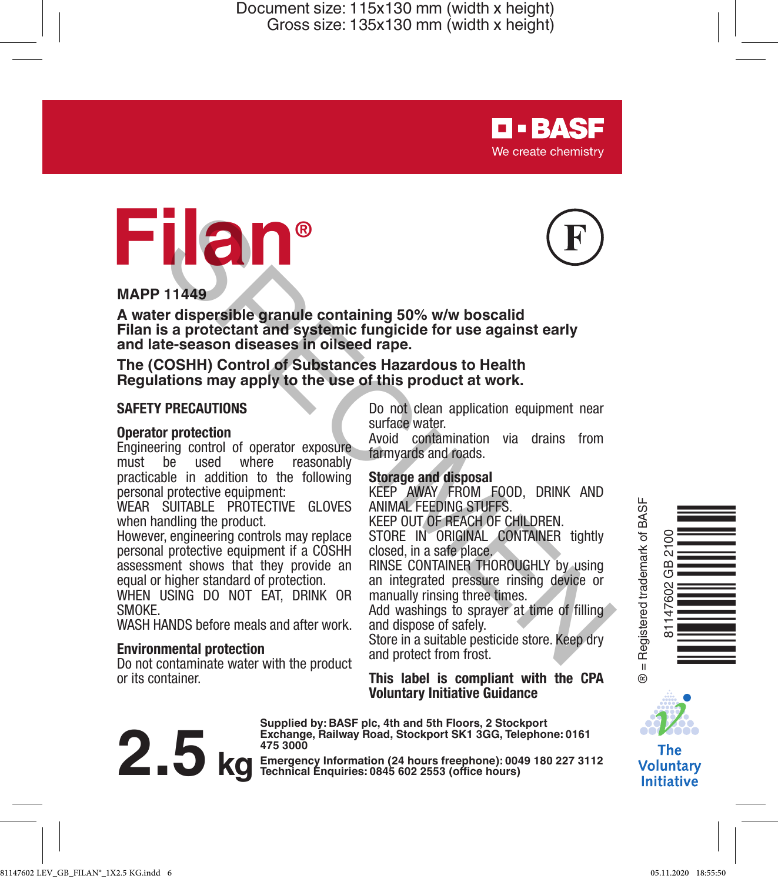Document size: 115x130 mm (width x height)
Gross size: 135x130 mm (width x height)

BASF
We create chemistry

# Filan®

F

**MAPP 11449**

**A water dispersible granule containing 50% w/w boscalid**
**Filan is a protectant and systemic fungicide for use against early and late-season diseases in oilseed rape.**

**The (COSHH) Control of Substances Hazardous to Health Regulations may apply to the use of this product at work.**

SPECIMEN

## SAFETY PRECAUTIONS

### Operator protection

Engineering control of operator exposure must be used where reasonably practicable in addition to the following personal protective equipment:
WEAR SUITABLE PROTECTIVE GLOVES when handling the product.
However, engineering controls may replace personal protective equipment if a COSHH assessment shows that they provide an equal or higher standard of protection.
WHEN USING DO NOT EAT, DRINK OR SMOKE.
WASH HANDS before meals and after work.

### Environmental protection

Do not contaminate water with the product or its container.
Do not clean application equipment near surface water.
Avoid contamination via drains from farmyards and roads.

### Storage and disposal

KEEP AWAY FROM FOOD, DRINK AND ANIMAL FEEDING STUFFS.
KEEP OUT OF REACH OF CHILDREN.
STORE IN ORIGINAL CONTAINER tightly closed, in a safe place.
RINSE CONTAINER THOROUGHLY by using an integrated pressure rinsing device or manually rinsing three times.
Add washings to sprayer at time of filling and dispose of safely.
Store in a suitable pesticide store. Keep dry and protect from frost.

**This label is compliant with the CPA Voluntary Initiative Guidance**

® = Registered trademark of BASF

81147602 GB 2100

The Voluntary Initiative

**2.5 kg**

**Supplied by: BASF plc, 4th and 5th Floors, 2 Stockport Exchange, Railway Road, Stockport SK1 3GG, Telephone: 0161 475 3000**

**Emergency Information (24 hours freephone): 0049 180 227 3112**
**Technical Enquiries: 0845 602 2553 (office hours)**

81147602 LEV_GB_FILAN®_1X2.5 KG.indd 6 05.11.2020 18:55:50